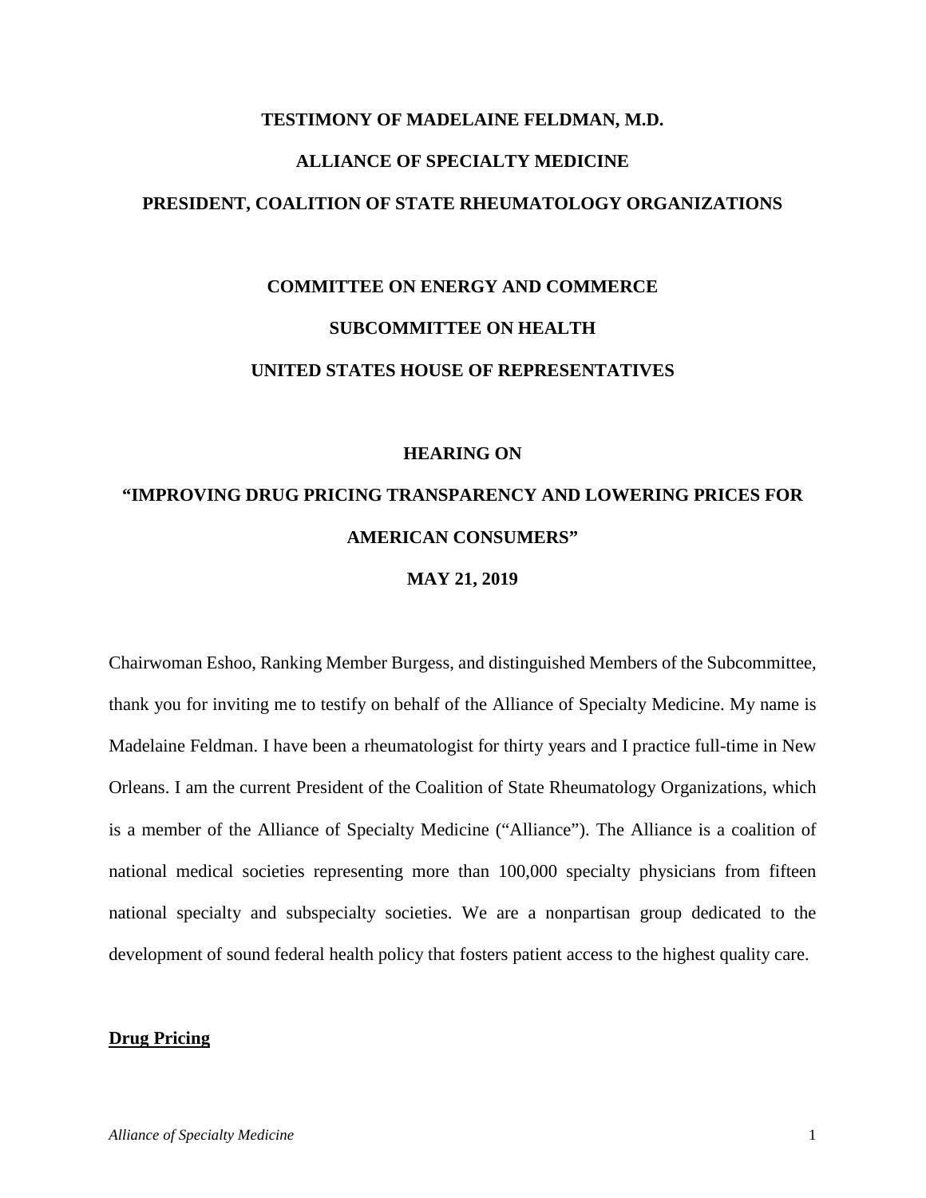**TESTIMONY OF MADELAINE FELDMAN, M.D.**

**ALLIANCE OF SPECIALTY MEDICINE**

**PRESIDENT, COALITION OF STATE RHEUMATOLOGY ORGANIZATIONS**

**COMMITTEE ON ENERGY AND COMMERCE**

**SUBCOMMITTEE ON HEALTH**

**UNITED STATES HOUSE OF REPRESENTATIVES**

**HEARING ON**

**"IMPROVING DRUG PRICING TRANSPARENCY AND LOWERING PRICES FOR AMERICAN CONSUMERS"**

**MAY 21, 2019**

Chairwoman Eshoo, Ranking Member Burgess, and distinguished Members of the Subcommittee, thank you for inviting me to testify on behalf of the Alliance of Specialty Medicine. My name is Madelaine Feldman. I have been a rheumatologist for thirty years and I practice full-time in New Orleans. I am the current President of the Coalition of State Rheumatology Organizations, which is a member of the Alliance of Specialty Medicine ("Alliance"). The Alliance is a coalition of national medical societies representing more than 100,000 specialty physicians from fifteen national specialty and subspecialty societies. We are a nonpartisan group dedicated to the development of sound federal health policy that fosters patient access to the highest quality care.

## **Drug Pricing**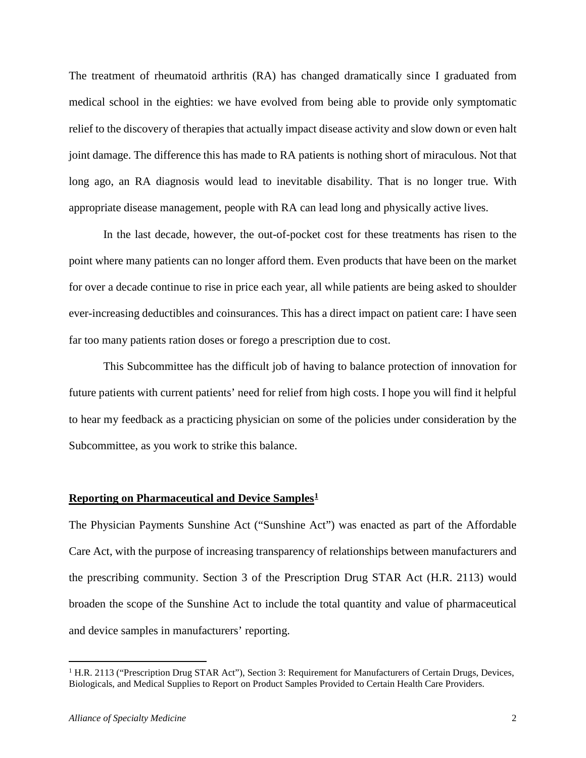The treatment of rheumatoid arthritis (RA) has changed dramatically since I graduated from medical school in the eighties: we have evolved from being able to provide only symptomatic relief to the discovery of therapies that actually impact disease activity and slow down or even halt joint damage. The difference this has made to RA patients is nothing short of miraculous. Not that long ago, an RA diagnosis would lead to inevitable disability. That is no longer true. With appropriate disease management, people with RA can lead long and physically active lives.

In the last decade, however, the out-of-pocket cost for these treatments has risen to the point where many patients can no longer afford them. Even products that have been on the market for over a decade continue to rise in price each year, all while patients are being asked to shoulder ever-increasing deductibles and coinsurances. This has a direct impact on patient care: I have seen far too many patients ration doses or forego a prescription due to cost.

This Subcommittee has the difficult job of having to balance protection of innovation for future patients with current patients' need for relief from high costs. I hope you will find it helpful to hear my feedback as a practicing physician on some of the policies under consideration by the Subcommittee, as you work to strike this balance.

## Reporting on Pharmaceutical and Device Samples[1]

The Physician Payments Sunshine Act ("Sunshine Act") was enacted as part of the Affordable Care Act, with the purpose of increasing transparency of relationships between manufacturers and the prescribing community. Section 3 of the Prescription Drug STAR Act (H.R. 2113) would broaden the scope of the Sunshine Act to include the total quantity and value of pharmaceutical and device samples in manufacturers' reporting.

[1] H.R. 2113 ("Prescription Drug STAR Act"), Section 3: Requirement for Manufacturers of Certain Drugs, Devices, Biologicals, and Medical Supplies to Report on Product Samples Provided to Certain Health Care Providers.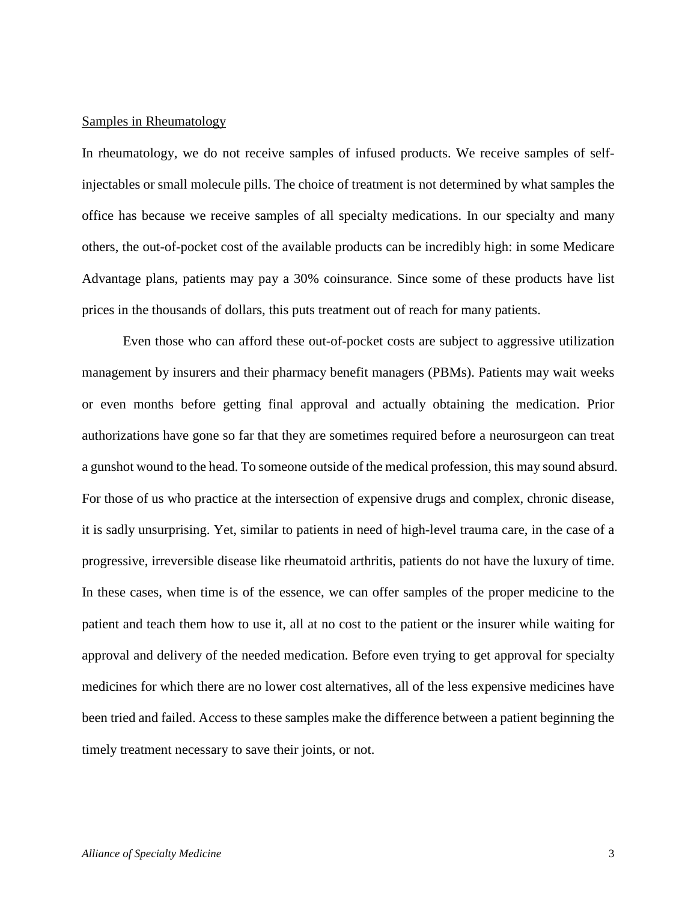<u>Samples in Rheumatology</u>

In rheumatology, we do not receive samples of infused products. We receive samples of self-injectables or small molecule pills. The choice of treatment is not determined by what samples the office has because we receive samples of all specialty medications. In our specialty and many others, the out-of-pocket cost of the available products can be incredibly high: in some Medicare Advantage plans, patients may pay a 30% coinsurance. Since some of these products have list prices in the thousands of dollars, this puts treatment out of reach for many patients.

Even those who can afford these out-of-pocket costs are subject to aggressive utilization management by insurers and their pharmacy benefit managers (PBMs). Patients may wait weeks or even months before getting final approval and actually obtaining the medication. Prior authorizations have gone so far that they are sometimes required before a neurosurgeon can treat a gunshot wound to the head. To someone outside of the medical profession, this may sound absurd. For those of us who practice at the intersection of expensive drugs and complex, chronic disease, it is sadly unsurprising. Yet, similar to patients in need of high-level trauma care, in the case of a progressive, irreversible disease like rheumatoid arthritis, patients do not have the luxury of time. In these cases, when time is of the essence, we can offer samples of the proper medicine to the patient and teach them how to use it, all at no cost to the patient or the insurer while waiting for approval and delivery of the needed medication. Before even trying to get approval for specialty medicines for which there are no lower cost alternatives, all of the less expensive medicines have been tried and failed. Access to these samples make the difference between a patient beginning the timely treatment necessary to save their joints, or not.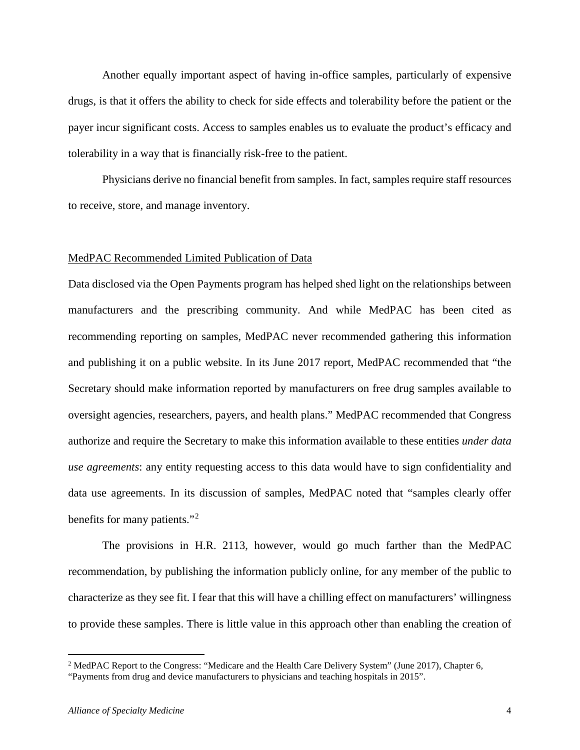Another equally important aspect of having in-office samples, particularly of expensive drugs, is that it offers the ability to check for side effects and tolerability before the patient or the payer incur significant costs. Access to samples enables us to evaluate the product's efficacy and tolerability in a way that is financially risk-free to the patient.

Physicians derive no financial benefit from samples. In fact, samples require staff resources to receive, store, and manage inventory.

<u>MedPAC Recommended Limited Publication of Data</u>

Data disclosed via the Open Payments program has helped shed light on the relationships between manufacturers and the prescribing community. And while MedPAC has been cited as recommending reporting on samples, MedPAC never recommended gathering this information and publishing it on a public website. In its June 2017 report, MedPAC recommended that "the Secretary should make information reported by manufacturers on free drug samples available to oversight agencies, researchers, payers, and health plans." MedPAC recommended that Congress authorize and require the Secretary to make this information available to these entities *under data use agreements*: any entity requesting access to this data would have to sign confidentiality and data use agreements. In its discussion of samples, MedPAC noted that "samples clearly offer benefits for many patients."[2]

The provisions in H.R. 2113, however, would go much farther than the MedPAC recommendation, by publishing the information publicly online, for any member of the public to characterize as they see fit. I fear that this will have a chilling effect on manufacturers' willingness to provide these samples. There is little value in this approach other than enabling the creation of

[2] MedPAC Report to the Congress: "Medicare and the Health Care Delivery System" (June 2017), Chapter 6, "Payments from drug and device manufacturers to physicians and teaching hospitals in 2015".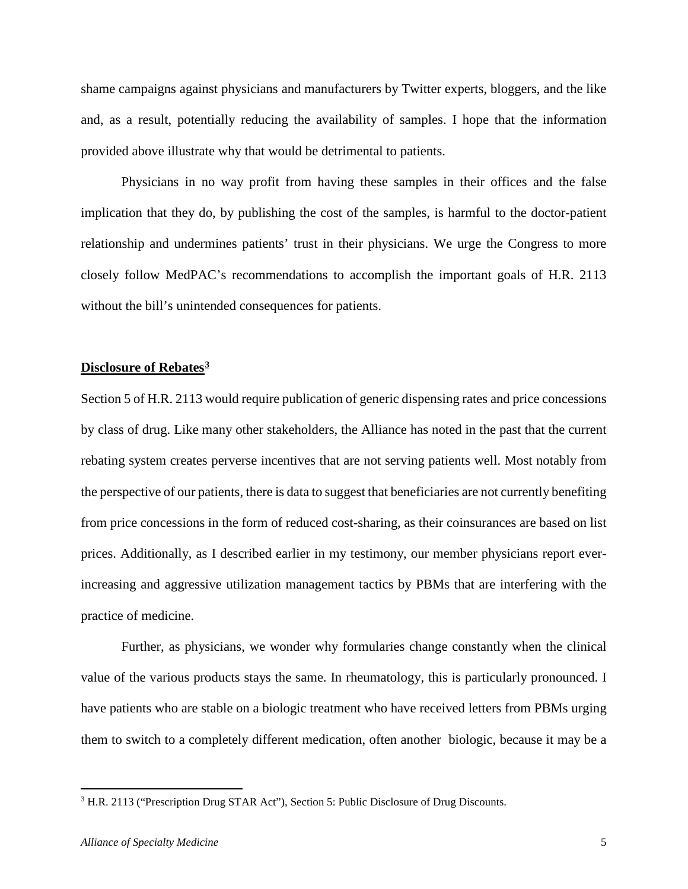shame campaigns against physicians and manufacturers by Twitter experts, bloggers, and the like and, as a result, potentially reducing the availability of samples. I hope that the information provided above illustrate why that would be detrimental to patients.

Physicians in no way profit from having these samples in their offices and the false implication that they do, by publishing the cost of the samples, is harmful to the doctor-patient relationship and undermines patients' trust in their physicians. We urge the Congress to more closely follow MedPAC's recommendations to accomplish the important goals of H.R. 2113 without the bill's unintended consequences for patients.

**Disclosure of Rebates[3]**

Section 5 of H.R. 2113 would require publication of generic dispensing rates and price concessions by class of drug. Like many other stakeholders, the Alliance has noted in the past that the current rebating system creates perverse incentives that are not serving patients well. Most notably from the perspective of our patients, there is data to suggest that beneficiaries are not currently benefiting from price concessions in the form of reduced cost-sharing, as their coinsurances are based on list prices. Additionally, as I described earlier in my testimony, our member physicians report ever-increasing and aggressive utilization management tactics by PBMs that are interfering with the practice of medicine.

Further, as physicians, we wonder why formularies change constantly when the clinical value of the various products stays the same. In rheumatology, this is particularly pronounced. I have patients who are stable on a biologic treatment who have received letters from PBMs urging them to switch to a completely different medication, often another biologic, because it may be a

[3] H.R. 2113 ("Prescription Drug STAR Act"), Section 5: Public Disclosure of Drug Discounts.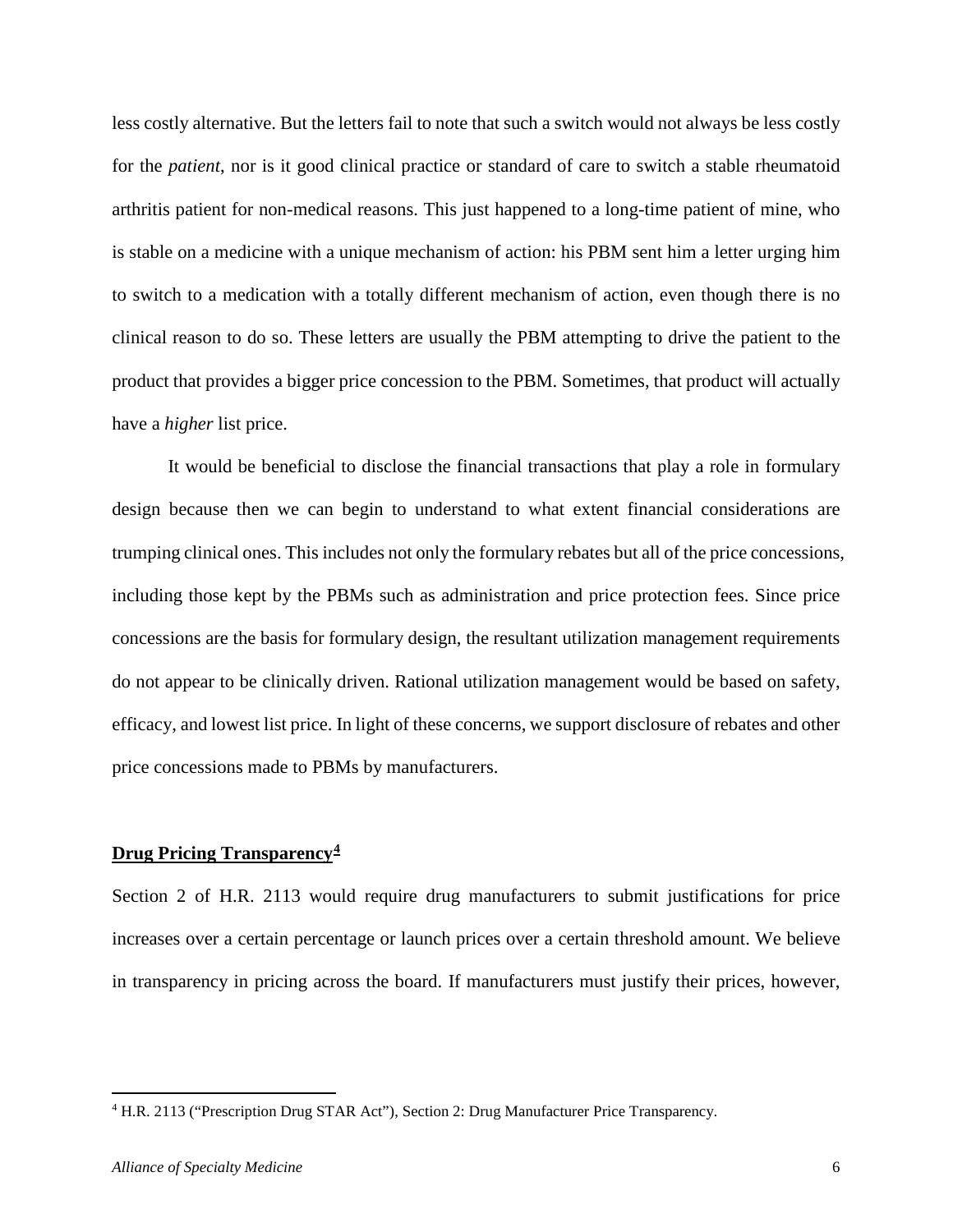less costly alternative. But the letters fail to note that such a switch would not always be less costly for the *patient*, nor is it good clinical practice or standard of care to switch a stable rheumatoid arthritis patient for non-medical reasons. This just happened to a long-time patient of mine, who is stable on a medicine with a unique mechanism of action: his PBM sent him a letter urging him to switch to a medication with a totally different mechanism of action, even though there is no clinical reason to do so. These letters are usually the PBM attempting to drive the patient to the product that provides a bigger price concession to the PBM. Sometimes, that product will actually have a *higher* list price.

It would be beneficial to disclose the financial transactions that play a role in formulary design because then we can begin to understand to what extent financial considerations are trumping clinical ones. This includes not only the formulary rebates but all of the price concessions, including those kept by the PBMs such as administration and price protection fees. Since price concessions are the basis for formulary design, the resultant utilization management requirements do not appear to be clinically driven. Rational utilization management would be based on safety, efficacy, and lowest list price. In light of these concerns, we support disclosure of rebates and other price concessions made to PBMs by manufacturers.

**Drug Pricing Transparency[4]**

Section 2 of H.R. 2113 would require drug manufacturers to submit justifications for price increases over a certain percentage or launch prices over a certain threshold amount. We believe in transparency in pricing across the board. If manufacturers must justify their prices, however,

[4] H.R. 2113 ("Prescription Drug STAR Act"), Section 2: Drug Manufacturer Price Transparency.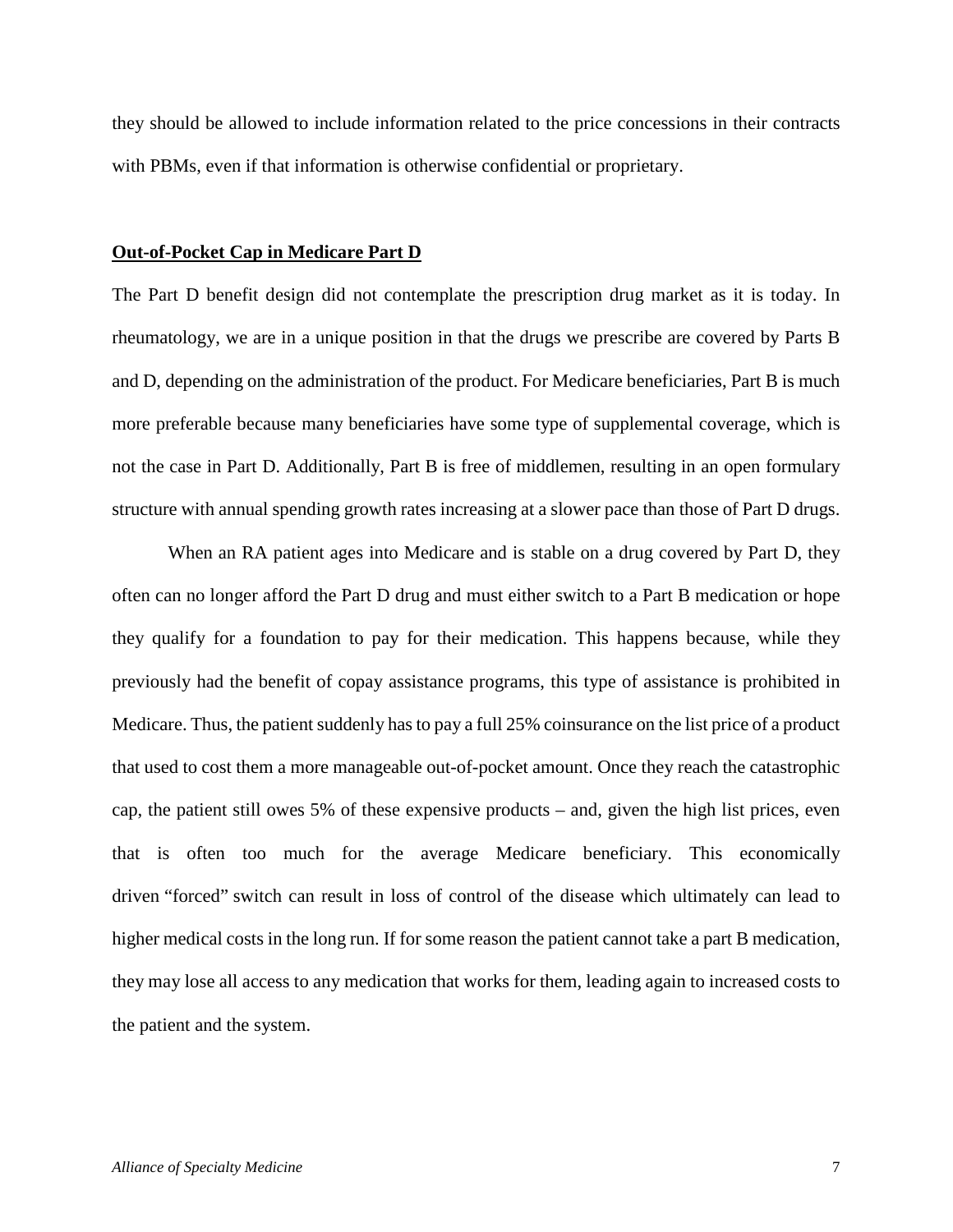they should be allowed to include information related to the price concessions in their contracts with PBMs, even if that information is otherwise confidential or proprietary.

## Out-of-Pocket Cap in Medicare Part D

The Part D benefit design did not contemplate the prescription drug market as it is today. In rheumatology, we are in a unique position in that the drugs we prescribe are covered by Parts B and D, depending on the administration of the product. For Medicare beneficiaries, Part B is much more preferable because many beneficiaries have some type of supplemental coverage, which is not the case in Part D. Additionally, Part B is free of middlemen, resulting in an open formulary structure with annual spending growth rates increasing at a slower pace than those of Part D drugs.

When an RA patient ages into Medicare and is stable on a drug covered by Part D, they often can no longer afford the Part D drug and must either switch to a Part B medication or hope they qualify for a foundation to pay for their medication. This happens because, while they previously had the benefit of copay assistance programs, this type of assistance is prohibited in Medicare. Thus, the patient suddenly has to pay a full 25% coinsurance on the list price of a product that used to cost them a more manageable out-of-pocket amount. Once they reach the catastrophic cap, the patient still owes 5% of these expensive products – and, given the high list prices, even that is often too much for the average Medicare beneficiary. This economically driven "forced" switch can result in loss of control of the disease which ultimately can lead to higher medical costs in the long run. If for some reason the patient cannot take a part B medication, they may lose all access to any medication that works for them, leading again to increased costs to the patient and the system.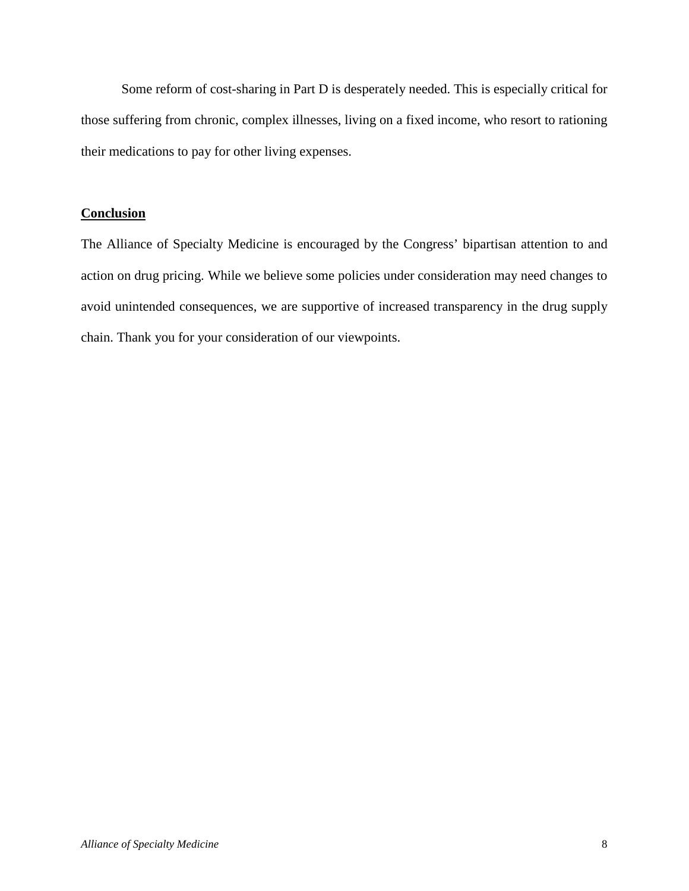Some reform of cost-sharing in Part D is desperately needed. This is especially critical for those suffering from chronic, complex illnesses, living on a fixed income, who resort to rationing their medications to pay for other living expenses.

## Conclusion

The Alliance of Specialty Medicine is encouraged by the Congress' bipartisan attention to and action on drug pricing. While we believe some policies under consideration may need changes to avoid unintended consequences, we are supportive of increased transparency in the drug supply chain. Thank you for your consideration of our viewpoints.